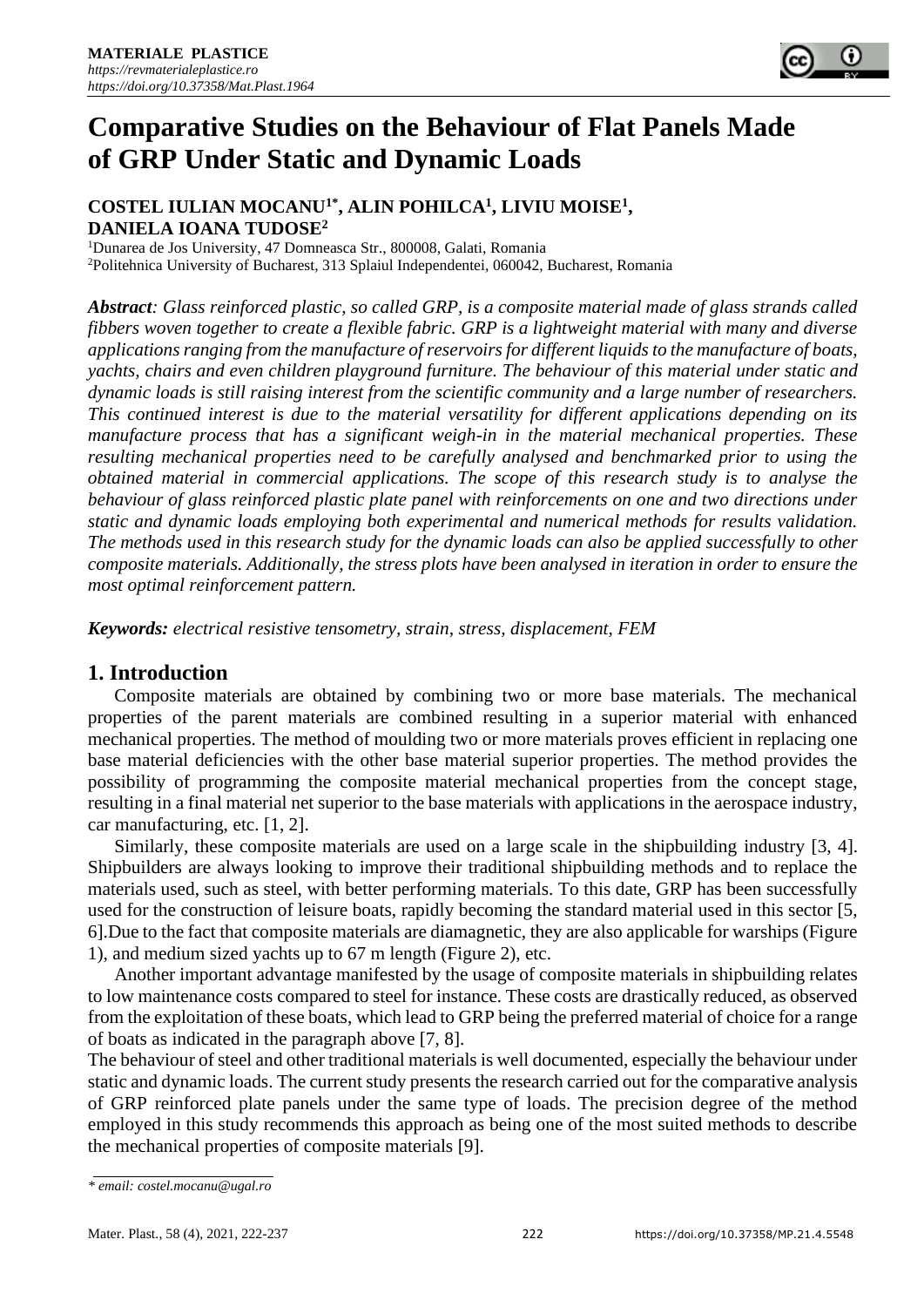# Comparative Studies on the Behaviour of Flat Panels Made of GRP Under Static and Dynamic Loads

**COSTEL IULIAN MOCANU[1*], ALIN POHILCA[1], LIVIU MOISE[1], DANIELA IOANA TUDOSE[2]**

[1]Dunarea de Jos University, 47 Domneasca Str., 800008, Galati, Romania

[2]Politehnica University of Bucharest, 313 Splaiul Independentei, 060042, Bucharest, Romania

***Abstract**: Glass reinforced plastic, so called GRP, is a composite material made of glass strands called fibbers woven together to create a flexible fabric. GRP is a lightweight material with many and diverse applications ranging from the manufacture of reservoirs for different liquids to the manufacture of boats, yachts, chairs and even children playground furniture. The behaviour of this material under static and dynamic loads is still raising interest from the scientific community and a large number of researchers. This continued interest is due to the material versatility for different applications depending on its manufacture process that has a significant weigh-in in the material mechanical properties. These resulting mechanical properties need to be carefully analysed and benchmarked prior to using the obtained material in commercial applications. The scope of this research study is to analyse the behaviour of glass reinforced plastic plate panel with reinforcements on one and two directions under static and dynamic loads employing both experimental and numerical methods for results validation. The methods used in this research study for the dynamic loads can also be applied successfully to other composite materials. Additionally, the stress plots have been analysed in iteration in order to ensure the most optimal reinforcement pattern.*

***Keywords:** electrical resistive tensometry, strain, stress, displacement, FEM*

## 1. Introduction

Composite materials are obtained by combining two or more base materials. The mechanical properties of the parent materials are combined resulting in a superior material with enhanced mechanical properties. The method of moulding two or more materials proves efficient in replacing one base material deficiencies with the other base material superior properties. The method provides the possibility of programming the composite material mechanical properties from the concept stage, resulting in a final material net superior to the base materials with applications in the aerospace industry, car manufacturing, etc. [1, 2].

Similarly, these composite materials are used on a large scale in the shipbuilding industry [3, 4]. Shipbuilders are always looking to improve their traditional shipbuilding methods and to replace the materials used, such as steel, with better performing materials. To this date, GRP has been successfully used for the construction of leisure boats, rapidly becoming the standard material used in this sector [5, 6].Due to the fact that composite materials are diamagnetic, they are also applicable for warships (Figure 1), and medium sized yachts up to 67 m length (Figure 2), etc.

Another important advantage manifested by the usage of composite materials in shipbuilding relates to low maintenance costs compared to steel for instance. These costs are drastically reduced, as observed from the exploitation of these boats, which lead to GRP being the preferred material of choice for a range of boats as indicated in the paragraph above [7, 8].

The behaviour of steel and other traditional materials is well documented, especially the behaviour under static and dynamic loads. The current study presents the research carried out for the comparative analysis of GRP reinforced plate panels under the same type of loads. The precision degree of the method employed in this study recommends this approach as being one of the most suited methods to describe the mechanical properties of composite materials [9].

*\* email: costel.mocanu@ugal.ro*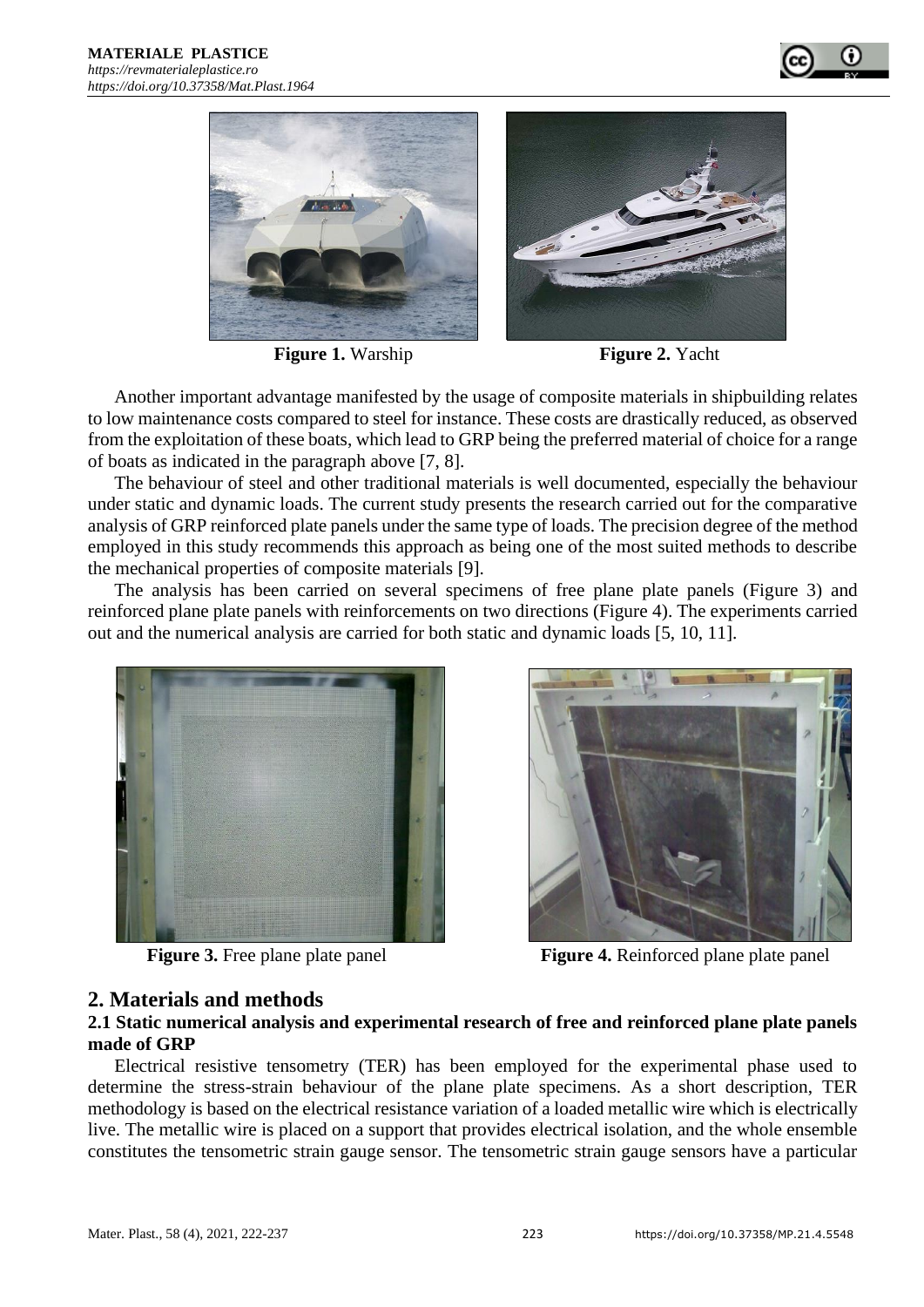**Figure 1.** Warship

**Figure 2.** Yacht

Another important advantage manifested by the usage of composite materials in shipbuilding relates to low maintenance costs compared to steel for instance. These costs are drastically reduced, as observed from the exploitation of these boats, which lead to GRP being the preferred material of choice for a range of boats as indicated in the paragraph above [7, 8].

The behaviour of steel and other traditional materials is well documented, especially the behaviour under static and dynamic loads. The current study presents the research carried out for the comparative analysis of GRP reinforced plate panels under the same type of loads. The precision degree of the method employed in this study recommends this approach as being one of the most suited methods to describe the mechanical properties of composite materials [9].

The analysis has been carried on several specimens of free plane plate panels (Figure 3) and reinforced plane plate panels with reinforcements on two directions (Figure 4). The experiments carried out and the numerical analysis are carried for both static and dynamic loads [5, 10, 11].

**Figure 3.** Free plane plate panel

**Figure 4.** Reinforced plane plate panel

## 2. Materials and methods

### 2.1 Static numerical analysis and experimental research of free and reinforced plane plate panels made of GRP

Electrical resistive tensometry (TER) has been employed for the experimental phase used to determine the stress-strain behaviour of the plane plate specimens. As a short description, TER methodology is based on the electrical resistance variation of a loaded metallic wire which is electrically live. The metallic wire is placed on a support that provides electrical isolation, and the whole ensemble constitutes the tensometric strain gauge sensor. The tensometric strain gauge sensors have a particular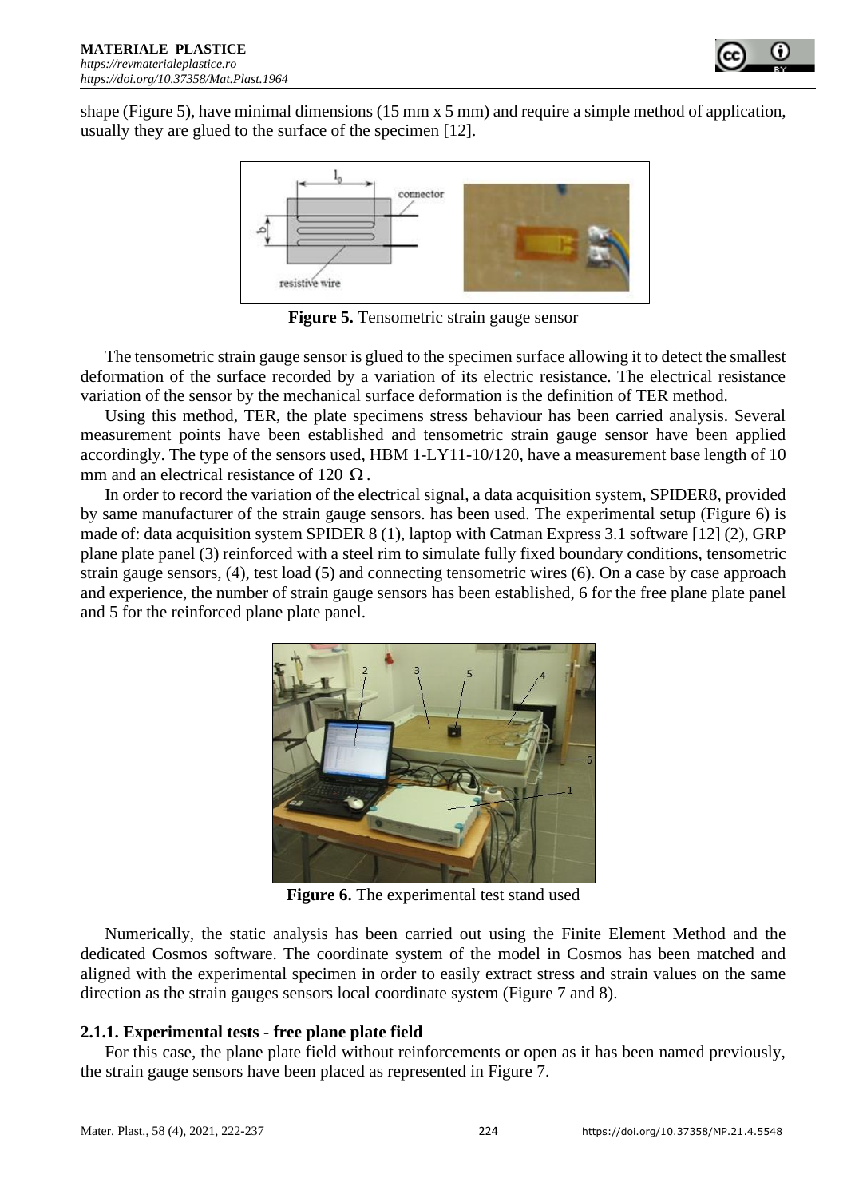shape (Figure 5), have minimal dimensions (15 mm x 5 mm) and require a simple method of application, usually they are glued to the surface of the specimen [12].

**Figure 5.** Tensometric strain gauge sensor

The tensometric strain gauge sensor is glued to the specimen surface allowing it to detect the smallest deformation of the surface recorded by a variation of its electric resistance. The electrical resistance variation of the sensor by the mechanical surface deformation is the definition of TER method.

Using this method, TER, the plate specimens stress behaviour has been carried analysis. Several measurement points have been established and tensometric strain gauge sensor have been applied accordingly. The type of the sensors used, HBM 1-LY11-10/120, have a measurement base length of 10 mm and an electrical resistance of 120 $\Omega$.

In order to record the variation of the electrical signal, a data acquisition system, SPIDER8, provided by same manufacturer of the strain gauge sensors. has been used. The experimental setup (Figure 6) is made of: data acquisition system SPIDER 8 (1), laptop with Catman Express 3.1 software [12] (2), GRP plane plate panel (3) reinforced with a steel rim to simulate fully fixed boundary conditions, tensometric strain gauge sensors, (4), test load (5) and connecting tensometric wires (6). On a case by case approach and experience, the number of strain gauge sensors has been established, 6 for the free plane plate panel and 5 for the reinforced plane plate panel.

**Figure 6.** The experimental test stand used

Numerically, the static analysis has been carried out using the Finite Element Method and the dedicated Cosmos software. The coordinate system of the model in Cosmos has been matched and aligned with the experimental specimen in order to easily extract stress and strain values on the same direction as the strain gauges sensors local coordinate system (Figure 7 and 8).

### 2.1.1. Experimental tests - free plane plate field

For this case, the plane plate field without reinforcements or open as it has been named previously, the strain gauge sensors have been placed as represented in Figure 7.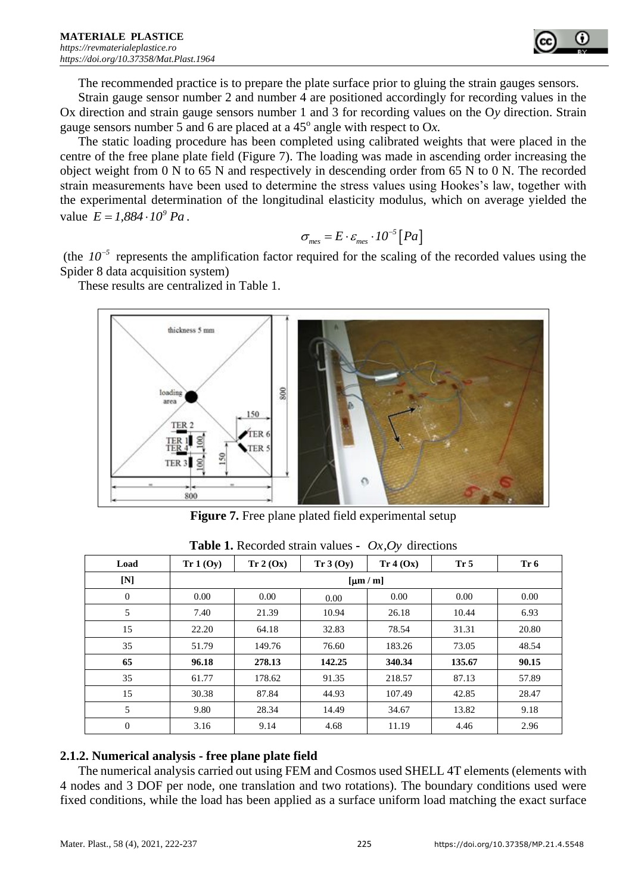The recommended practice is to prepare the plate surface prior to gluing the strain gauges sensors.

Strain gauge sensor number 2 and number 4 are positioned accordingly for recording values in the Ox direction and strain gauge sensors number 1 and 3 for recording values on the O*y* direction. Strain gauge sensors number 5 and 6 are placed at a 45$^o$ angle with respect to O*x*.

The static loading procedure has been completed using calibrated weights that were placed in the centre of the free plane plate field (Figure 7). The loading was made in ascending order increasing the object weight from 0 N to 65 N and respectively in descending order from 65 N to 0 N. The recorded strain measurements have been used to determine the stress values using Hookes's law, together with the experimental determination of the longitudinal elasticity modulus, which on average yielded the value $E = 1,884 \cdot 10^9\ Pa$.

$$\sigma_{mes} = E \cdot \varepsilon_{mes} \cdot 10^{-5} [Pa]$$

(the $10^{-5}$ represents the amplification factor required for the scaling of the recorded values using the Spider 8 data acquisition system)

These results are centralized in Table 1.

**Figure 7.** Free plane plated field experimental setup

**Table 1.** Recorded strain values - $Ox,Oy$ directions

| Load | Tr 1 (Oy) | Tr 2 (Ox) | Tr 3 (Oy) | Tr 4 (Ox) | Tr 5 | Tr 6 |
|---|---|---|---|---|---|---|
| [N] | [μm / m] | | | | | |
| 0 | 0.00 | 0.00 | 0.00 | 0.00 | 0.00 | 0.00 |
| 5 | 7.40 | 21.39 | 10.94 | 26.18 | 10.44 | 6.93 |
| 15 | 22.20 | 64.18 | 32.83 | 78.54 | 31.31 | 20.80 |
| 35 | 51.79 | 149.76 | 76.60 | 183.26 | 73.05 | 48.54 |
| **65** | **96.18** | **278.13** | **142.25** | **340.34** | **135.67** | **90.15** |
| 35 | 61.77 | 178.62 | 91.35 | 218.57 | 87.13 | 57.89 |
| 15 | 30.38 | 87.84 | 44.93 | 107.49 | 42.85 | 28.47 |
| 5 | 9.80 | 28.34 | 14.49 | 34.67 | 13.82 | 9.18 |
| 0 | 3.16 | 9.14 | 4.68 | 11.19 | 4.46 | 2.96 |

### 2.1.2. Numerical analysis - free plane plate field

The numerical analysis carried out using FEM and Cosmos used SHELL 4T elements (elements with 4 nodes and 3 DOF per node, one translation and two rotations). The boundary conditions used were fixed conditions, while the load has been applied as a surface uniform load matching the exact surface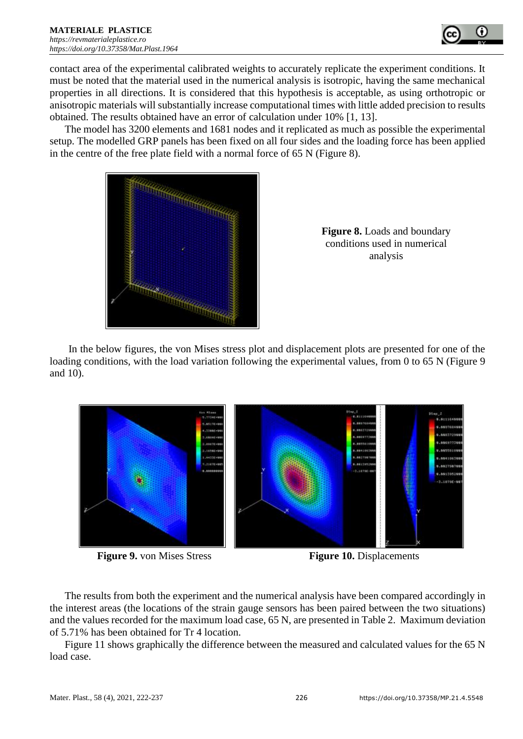contact area of the experimental calibrated weights to accurately replicate the experiment conditions. It must be noted that the material used in the numerical analysis is isotropic, having the same mechanical properties in all directions. It is considered that this hypothesis is acceptable, as using orthotropic or anisotropic materials will substantially increase computational times with little added precision to results obtained. The results obtained have an error of calculation under 10% [1, 13].

The model has 3200 elements and 1681 nodes and it replicated as much as possible the experimental setup. The modelled GRP panels has been fixed on all four sides and the loading force has been applied in the centre of the free plate field with a normal force of 65 N (Figure 8).

**Figure 8.** Loads and boundary conditions used in numerical analysis

In the below figures, the von Mises stress plot and displacement plots are presented for one of the loading conditions, with the load variation following the experimental values, from 0 to 65 N (Figure 9 and 10).

**Figure 9.** von Mises Stress

**Figure 10.** Displacements

The results from both the experiment and the numerical analysis have been compared accordingly in the interest areas (the locations of the strain gauge sensors has been paired between the two situations) and the values recorded for the maximum load case, 65 N, are presented in Table 2. Maximum deviation of 5.71% has been obtained for Tr 4 location.

Figure 11 shows graphically the difference between the measured and calculated values for the 65 N load case.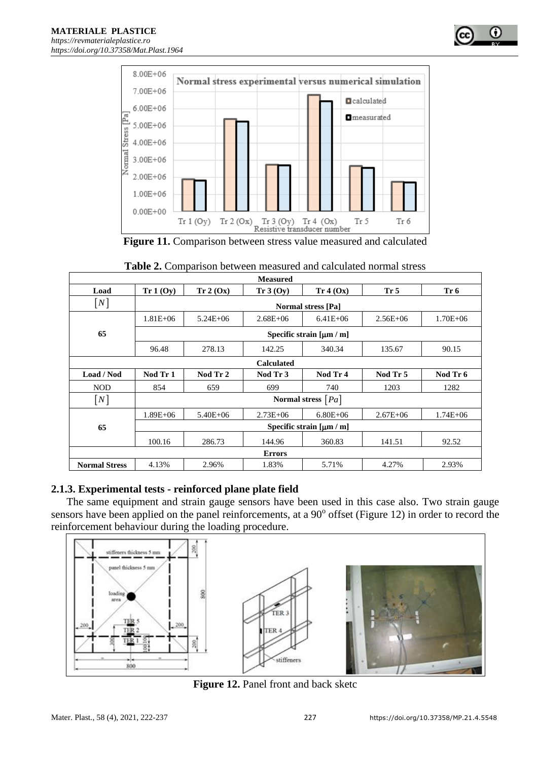**Figure 11.** Comparison between stress value measured and calculated

**Table 2.** Comparison between measured and calculated normal stress

| Measured | | | | | | |
|---|---|---|---|---|---|---|
| **Load** | **Tr 1 (Oy)** | **Tr 2 (Ox)** | **Tr 3 (Oy)** | **Tr 4 (Ox)** | **Tr 5** | **Tr 6** |
| $[N]$ | **Normal stress [Pa]** | | | | | |
| **65** | 1.81E+06 | 5.24E+06 | 2.68E+06 | 6.41E+06 | 2.56E+06 | 1.70E+06 |
| | **Specific strain [μm / m]** | | | | | |
| | 96.48 | 278.13 | 142.25 | 340.34 | 135.67 | 90.15 |
| **Calculated** | | | | | | |
| **Load / Nod** | **Nod Tr 1** | **Nod Tr 2** | **Nod Tr 3** | **Nod Tr 4** | **Nod Tr 5** | **Nod Tr 6** |
| NOD | 854 | 659 | 699 | 740 | 1203 | 1282 |
| $[N]$ | **Normal stress** $[Pa]$ | | | | | |
| **65** | 1.89E+06 | 5.40E+06 | 2.73E+06 | 6.80E+06 | 2.67E+06 | 1.74E+06 |
| | **Specific strain [μm / m]** | | | | | |
| | 100.16 | 286.73 | 144.96 | 360.83 | 141.51 | 92.52 |
| **Errors** | | | | | | |
| **Normal Stress** | 4.13% | 2.96% | 1.83% | 5.71% | 4.27% | 2.93% |

### 2.1.3. Experimental tests - reinforced plane plate field

The same equipment and strain gauge sensors have been used in this case also. Two strain gauge sensors have been applied on the panel reinforcements, at a 90$^{o}$ offset (Figure 12) in order to record the reinforcement behaviour during the loading procedure.

**Figure 12.** Panel front and back sketc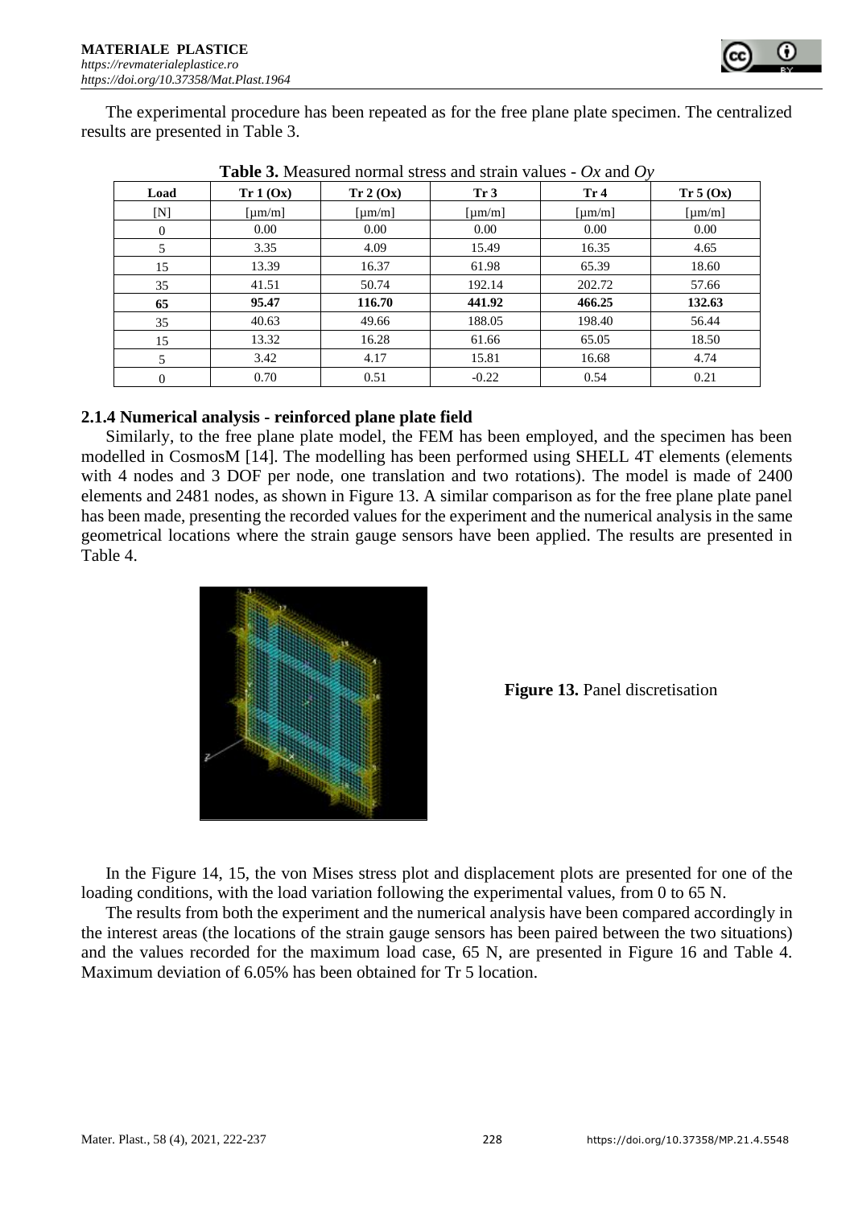The experimental procedure has been repeated as for the free plane plate specimen. The centralized results are presented in Table 3.

**Table 3.** Measured normal stress and strain values - *Ox* and *Oy*

| Load | Tr 1 (Ox) | Tr 2 (Ox) | Tr 3 | Tr 4 | Tr 5 (Ox) |
|---|---|---|---|---|---|
| [N] | [μm/m] | [μm/m] | [μm/m] | [μm/m] | [μm/m] |
| 0 | 0.00 | 0.00 | 0.00 | 0.00 | 0.00 |
| 5 | 3.35 | 4.09 | 15.49 | 16.35 | 4.65 |
| 15 | 13.39 | 16.37 | 61.98 | 65.39 | 18.60 |
| 35 | 41.51 | 50.74 | 192.14 | 202.72 | 57.66 |
| **65** | **95.47** | **116.70** | **441.92** | **466.25** | **132.63** |
| 35 | 40.63 | 49.66 | 188.05 | 198.40 | 56.44 |
| 15 | 13.32 | 16.28 | 61.66 | 65.05 | 18.50 |
| 5 | 3.42 | 4.17 | 15.81 | 16.68 | 4.74 |
| 0 | 0.70 | 0.51 | -0.22 | 0.54 | 0.21 |

### 2.1.4 Numerical analysis - reinforced plane plate field

Similarly, to the free plane plate model, the FEM has been employed, and the specimen has been modelled in CosmosM [14]. The modelling has been performed using SHELL 4T elements (elements with 4 nodes and 3 DOF per node, one translation and two rotations). The model is made of 2400 elements and 2481 nodes, as shown in Figure 13. A similar comparison as for the free plane plate panel has been made, presenting the recorded values for the experiment and the numerical analysis in the same geometrical locations where the strain gauge sensors have been applied. The results are presented in Table 4.

**Figure 13.** Panel discretisation

In the Figure 14, 15, the von Mises stress plot and displacement plots are presented for one of the loading conditions, with the load variation following the experimental values, from 0 to 65 N.

The results from both the experiment and the numerical analysis have been compared accordingly in the interest areas (the locations of the strain gauge sensors has been paired between the two situations) and the values recorded for the maximum load case, 65 N, are presented in Figure 16 and Table 4. Maximum deviation of 6.05% has been obtained for Tr 5 location.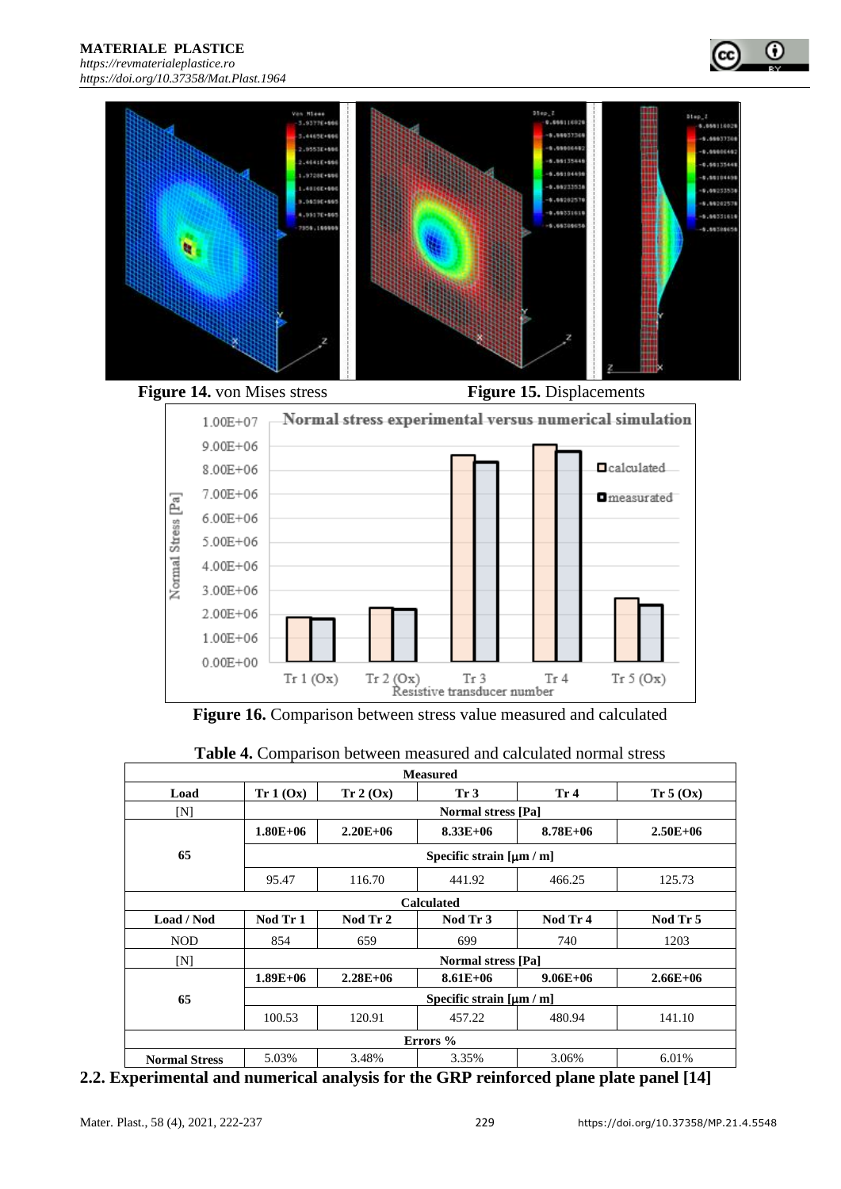**Figure 14.** von Mises stress

**Figure 15.** Displacements

**Figure 16.** Comparison between stress value measured and calculated

**Table 4.** Comparison between measured and calculated normal stress

| Measured | | | | | |
|---|---|---|---|---|---|
| **Load** | **Tr 1 (Ox)** | **Tr 2 (Ox)** | **Tr 3** | **Tr 4** | **Tr 5 (Ox)** |
| [N] | Normal stress [Pa] | | | | |
| **65** | **1.80E+06** | **2.20E+06** | **8.33E+06** | **8.78E+06** | **2.50E+06** |
| | Specific strain [μm / m] | | | | |
| | 95.47 | 116.70 | 441.92 | 466.25 | 125.73 |
| **Calculated** | | | | | |
| **Load / Nod** | **Nod Tr 1** | **Nod Tr 2** | **Nod Tr 3** | **Nod Tr 4** | **Nod Tr 5** |
| NOD | 854 | 659 | 699 | 740 | 1203 |
| [N] | Normal stress [Pa] | | | | |
| **65** | **1.89E+06** | **2.28E+06** | **8.61E+06** | **9.06E+06** | **2.66E+06** |
| | Specific strain [μm / m] | | | | |
| | 100.53 | 120.91 | 457.22 | 480.94 | 141.10 |
| **Errors %** | | | | | |
| **Normal Stress** | 5.03% | 3.48% | 3.35% | 3.06% | 6.01% |

## 2.2. Experimental and numerical analysis for the GRP reinforced plane plate panel [14]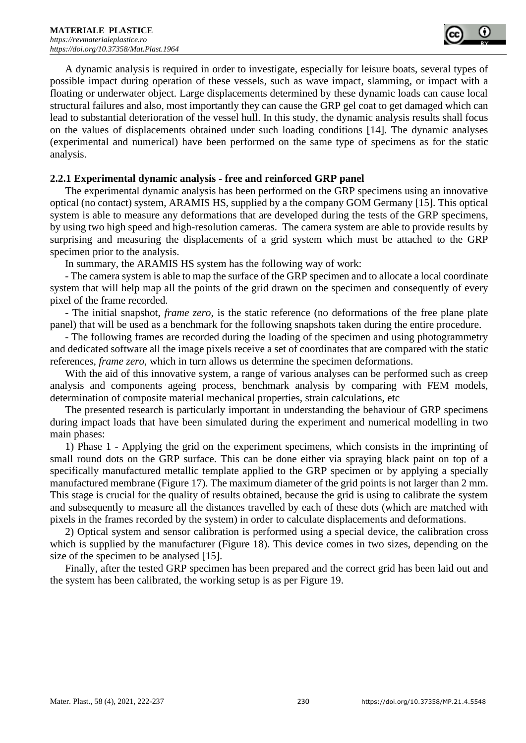A dynamic analysis is required in order to investigate, especially for leisure boats, several types of possible impact during operation of these vessels, such as wave impact, slamming, or impact with a floating or underwater object. Large displacements determined by these dynamic loads can cause local structural failures and also, most importantly they can cause the GRP gel coat to get damaged which can lead to substantial deterioration of the vessel hull. In this study, the dynamic analysis results shall focus on the values of displacements obtained under such loading conditions [14]. The dynamic analyses (experimental and numerical) have been performed on the same type of specimens as for the static analysis.

### 2.2.1 Experimental dynamic analysis - free and reinforced GRP panel

The experimental dynamic analysis has been performed on the GRP specimens using an innovative optical (no contact) system, ARAMIS HS, supplied by a the company GOM Germany [15]. This optical system is able to measure any deformations that are developed during the tests of the GRP specimens, by using two high speed and high-resolution cameras. The camera system are able to provide results by surprising and measuring the displacements of a grid system which must be attached to the GRP specimen prior to the analysis.

In summary, the ARAMIS HS system has the following way of work:

- The camera system is able to map the surface of the GRP specimen and to allocate a local coordinate system that will help map all the points of the grid drawn on the specimen and consequently of every pixel of the frame recorded.

- The initial snapshot, *frame zero,* is the static reference (no deformations of the free plane plate panel) that will be used as a benchmark for the following snapshots taken during the entire procedure.

- The following frames are recorded during the loading of the specimen and using photogrammetry and dedicated software all the image pixels receive a set of coordinates that are compared with the static references, *frame zero*, which in turn allows us determine the specimen deformations.

With the aid of this innovative system, a range of various analyses can be performed such as creep analysis and components ageing process, benchmark analysis by comparing with FEM models, determination of composite material mechanical properties, strain calculations, etc

The presented research is particularly important in understanding the behaviour of GRP specimens during impact loads that have been simulated during the experiment and numerical modelling in two main phases:

1) Phase 1 - Applying the grid on the experiment specimens, which consists in the imprinting of small round dots on the GRP surface. This can be done either via spraying black paint on top of a specifically manufactured metallic template applied to the GRP specimen or by applying a specially manufactured membrane (Figure 17). The maximum diameter of the grid points is not larger than 2 mm. This stage is crucial for the quality of results obtained, because the grid is using to calibrate the system and subsequently to measure all the distances travelled by each of these dots (which are matched with pixels in the frames recorded by the system) in order to calculate displacements and deformations.

2) Optical system and sensor calibration is performed using a special device, the calibration cross which is supplied by the manufacturer (Figure 18). This device comes in two sizes, depending on the size of the specimen to be analysed [15].

Finally, after the tested GRP specimen has been prepared and the correct grid has been laid out and the system has been calibrated, the working setup is as per Figure 19.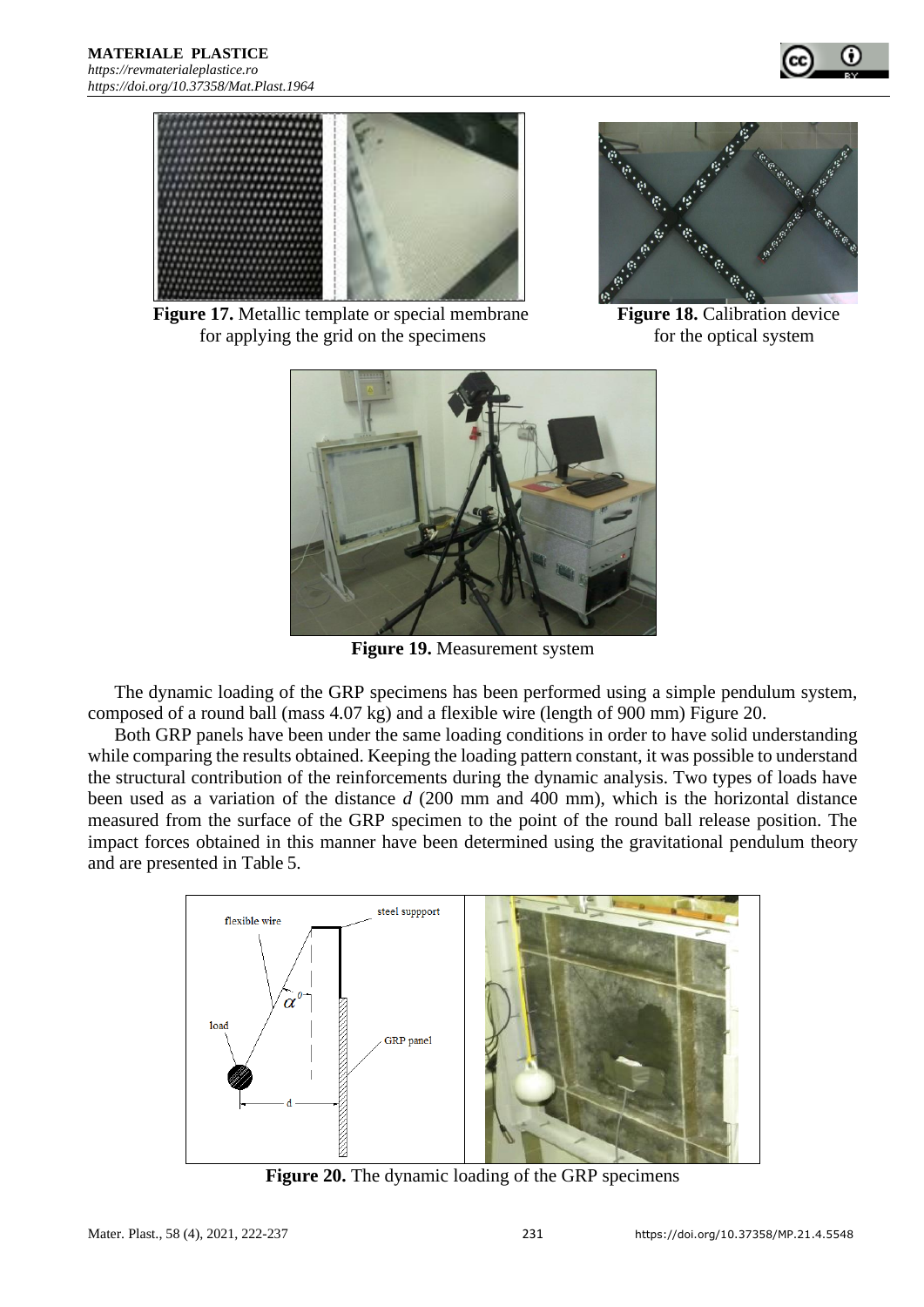**Figure 17.** Metallic template or special membrane for applying the grid on the specimens

**Figure 18.** Calibration device for the optical system

**Figure 19.** Measurement system

The dynamic loading of the GRP specimens has been performed using a simple pendulum system, composed of a round ball (mass 4.07 kg) and a flexible wire (length of 900 mm) Figure 20.

Both GRP panels have been under the same loading conditions in order to have solid understanding while comparing the results obtained. Keeping the loading pattern constant, it was possible to understand the structural contribution of the reinforcements during the dynamic analysis. Two types of loads have been used as a variation of the distance *d* (200 mm and 400 mm), which is the horizontal distance measured from the surface of the GRP specimen to the point of the round ball release position. The impact forces obtained in this manner have been determined using the gravitational pendulum theory and are presented in Table 5.

**Figure 20.** The dynamic loading of the GRP specimens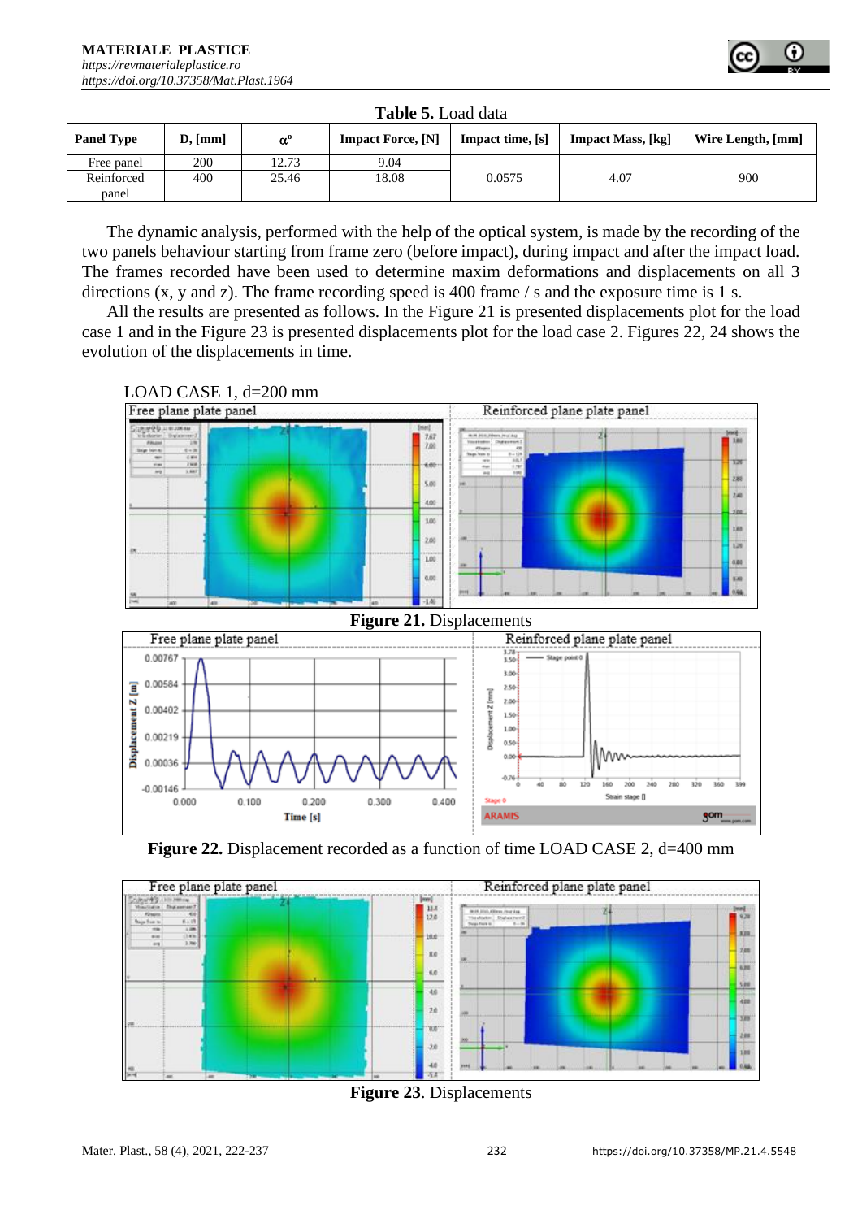**Table 5.** Load data

| Panel Type | D, [mm] | α° | Impact Force, [N] | Impact time, [s] | Impact Mass, [kg] | Wire Length, [mm] |
|---|---|---|---|---|---|---|
| Free panel | 200 | 12.73 | 9.04 | 0.0575 | 4.07 | 900 |
| Reinforced panel | 400 | 25.46 | 18.08 | | | |

The dynamic analysis, performed with the help of the optical system, is made by the recording of the two panels behaviour starting from frame zero (before impact), during impact and after the impact load. The frames recorded have been used to determine maxim deformations and displacements on all 3 directions (x, y and z). The frame recording speed is 400 frame / s and the exposure time is 1 s.

All the results are presented as follows. In the Figure 21 is presented displacements plot for the load case 1 and in the Figure 23 is presented displacements plot for the load case 2. Figures 22, 24 shows the evolution of the displacements in time.

LOAD CASE 1, d=200 mm

**Figure 21.** Displacements

**Figure 22.** Displacement recorded as a function of time LOAD CASE 2, d=400 mm

**Figure 23**. Displacements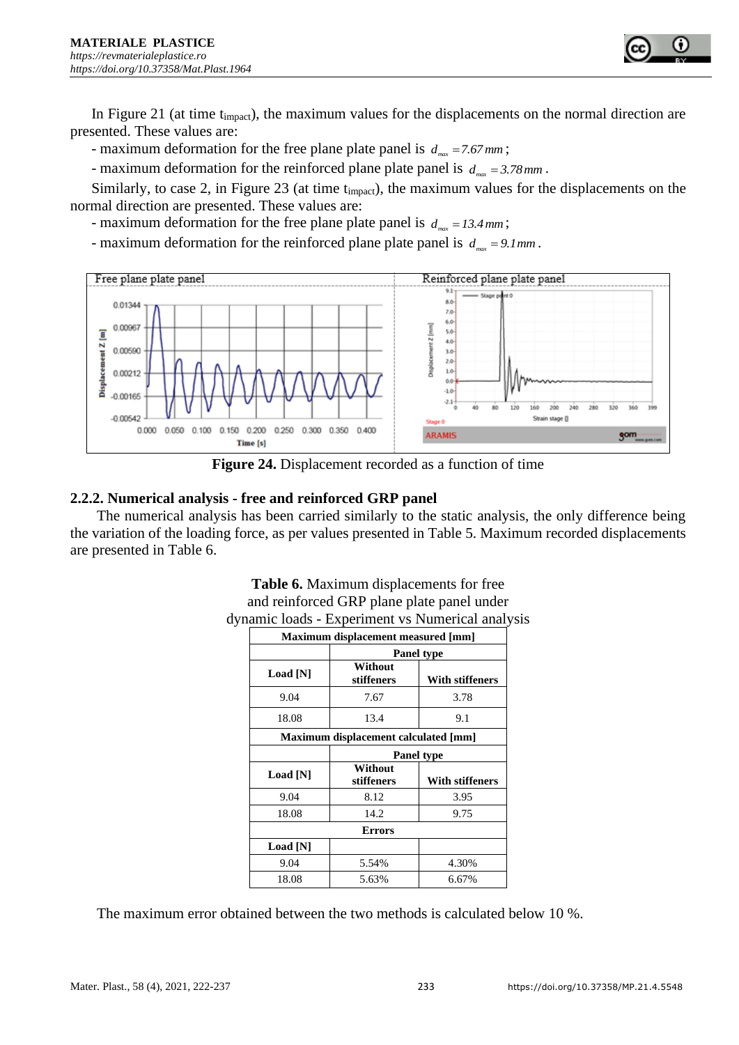In Figure 21 (at time $t_{impact}$), the maximum values for the displacements on the normal direction are presented. These values are:

- maximum deformation for the free plane plate panel is $d_{max} = 7.67\,mm$;
- maximum deformation for the reinforced plane plate panel is $d_{max} = 3.78\,mm$.

Similarly, to case 2, in Figure 23 (at time $t_{impact}$), the maximum values for the displacements on the normal direction are presented. These values are:

- maximum deformation for the free plane plate panel is $d_{max} = 13.4\,mm$;
- maximum deformation for the reinforced plane plate panel is $d_{max} = 9.1\,mm$.

**Figure 24.** Displacement recorded as a function of time

### 2.2.2. Numerical analysis - free and reinforced GRP panel

The numerical analysis has been carried similarly to the static analysis, the only difference being the variation of the loading force, as per values presented in Table 5. Maximum recorded displacements are presented in Table 6.

**Table 6.** Maximum displacements for free and reinforced GRP plane plate panel under dynamic loads - Experiment vs Numerical analysis

| Maximum displacement measured [mm] | | |
|---|---|---|
| | Panel type | |
| Load [N] | Without stiffeners | With stiffeners |
| 9.04 | 7.67 | 3.78 |
| 18.08 | 13.4 | 9.1 |
| **Maximum displacement calculated [mm]** | | |
| | Panel type | |
| Load [N] | Without stiffeners | With stiffeners |
| 9.04 | 8.12 | 3.95 |
| 18.08 | 14.2 | 9.75 |
| **Errors** | | |
| Load [N] | | |
| 9.04 | 5.54% | 4.30% |
| 18.08 | 5.63% | 6.67% |

The maximum error obtained between the two methods is calculated below 10 %.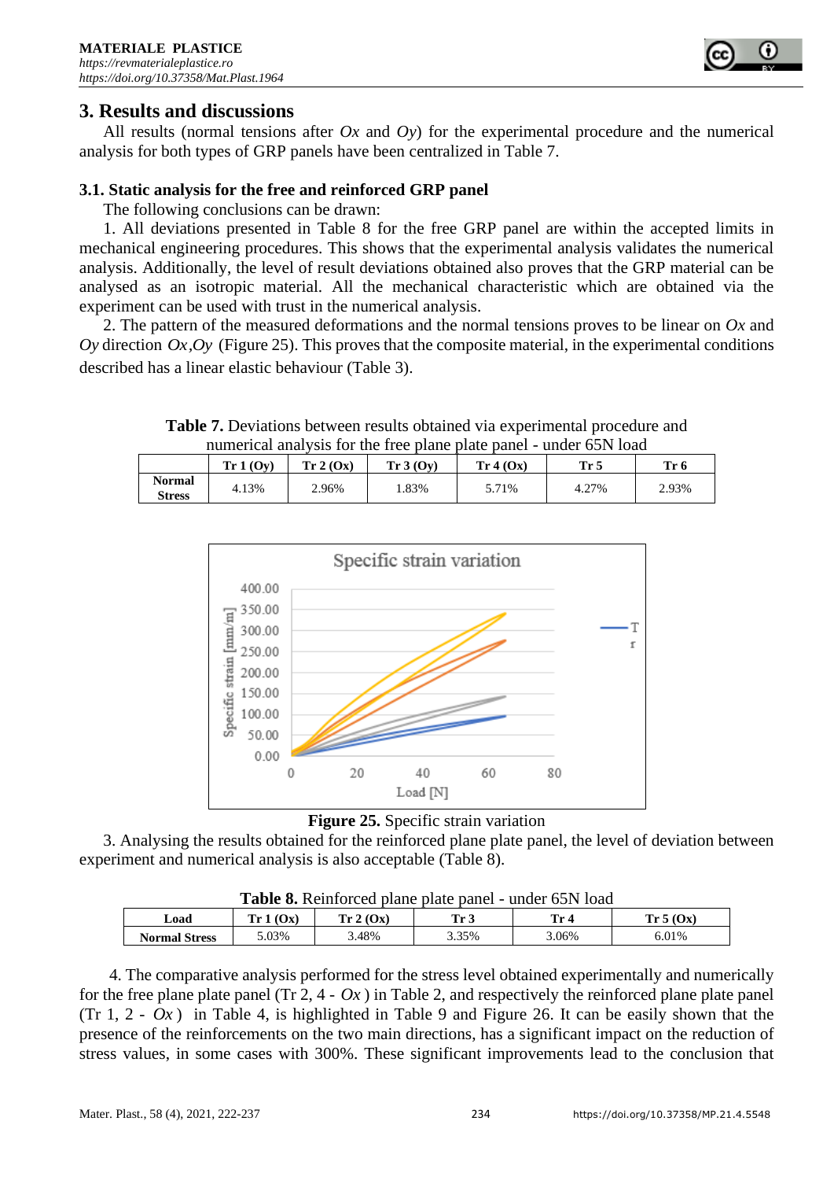## 3. Results and discussions

All results (normal tensions after *Ox* and *Oy*) for the experimental procedure and the numerical analysis for both types of GRP panels have been centralized in Table 7.

### 3.1. Static analysis for the free and reinforced GRP panel

The following conclusions can be drawn:

1. All deviations presented in Table 8 for the free GRP panel are within the accepted limits in mechanical engineering procedures. This shows that the experimental analysis validates the numerical analysis. Additionally, the level of result deviations obtained also proves that the GRP material can be analysed as an isotropic material. All the mechanical characteristic which are obtained via the experiment can be used with trust in the numerical analysis.

2. The pattern of the measured deformations and the normal tensions proves to be linear on *Ox* and *Oy* direction *Ox*,*Oy* (Figure 25). This proves that the composite material, in the experimental conditions described has a linear elastic behaviour (Table 3).

**Table 7.** Deviations between results obtained via experimental procedure and numerical analysis for the free plane plate panel - under 65N load

| | Tr 1 (Oy) | Tr 2 (Ox) | Tr 3 (Oy) | Tr 4 (Ox) | Tr 5 | Tr 6 |
|---|---|---|---|---|---|---|
| Normal Stress | 4.13% | 2.96% | 1.83% | 5.71% | 4.27% | 2.93% |

**Figure 25.** Specific strain variation

3. Analysing the results obtained for the reinforced plane plate panel, the level of deviation between experiment and numerical analysis is also acceptable (Table 8).

**Table 8.** Reinforced plane plate panel - under 65N load

| Load | Tr 1 (Ox) | Tr 2 (Ox) | Tr 3 | Tr 4 | Tr 5 (Ox) |
|---|---|---|---|---|---|
| Normal Stress | 5.03% | 3.48% | 3.35% | 3.06% | 6.01% |

4. The comparative analysis performed for the stress level obtained experimentally and numerically for the free plane plate panel (Tr 2, 4 - *Ox* ) in Table 2, and respectively the reinforced plane plate panel (Tr 1, 2 - *Ox* ) in Table 4, is highlighted in Table 9 and Figure 26. It can be easily shown that the presence of the reinforcements on the two main directions, has a significant impact on the reduction of stress values, in some cases with 300%. These significant improvements lead to the conclusion that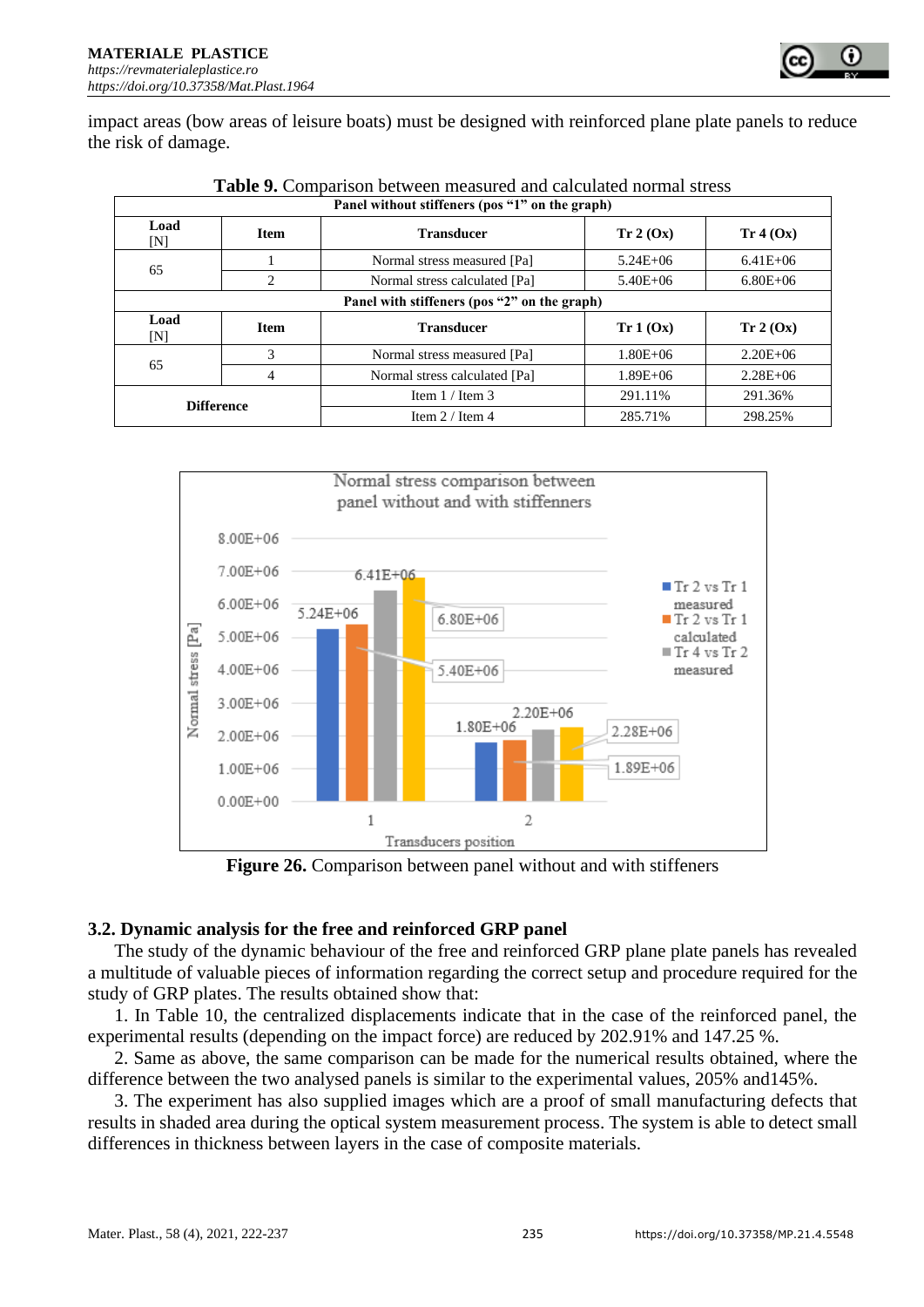impact areas (bow areas of leisure boats) must be designed with reinforced plane plate panels to reduce the risk of damage.

**Table 9.** Comparison between measured and calculated normal stress

| Panel without stiffeners (pos "1" on the graph) | | | | |
|---|---|---|---|---|
| **Load** [N] | **Item** | **Transducer** | **Tr 2 (Ox)** | **Tr 4 (Ox)** |
| 65 | 1 | Normal stress measured [Pa] | 5.24E+06 | 6.41E+06 |
| | 2 | Normal stress calculated [Pa] | 5.40E+06 | 6.80E+06 |
| **Panel with stiffeners (pos "2" on the graph)** | | | | |
| **Load** [N] | **Item** | **Transducer** | **Tr 1 (Ox)** | **Tr 2 (Ox)** |
| 65 | 3 | Normal stress measured [Pa] | 1.80E+06 | 2.20E+06 |
| | 4 | Normal stress calculated [Pa] | 1.89E+06 | 2.28E+06 |
| **Difference** | | Item 1 / Item 3 | 291.11% | 291.36% |
| | | Item 2 / Item 4 | 285.71% | 298.25% |

**Figure 26.** Comparison between panel without and with stiffeners

### 3.2. Dynamic analysis for the free and reinforced GRP panel

The study of the dynamic behaviour of the free and reinforced GRP plane plate panels has revealed a multitude of valuable pieces of information regarding the correct setup and procedure required for the study of GRP plates. The results obtained show that:

1. In Table 10, the centralized displacements indicate that in the case of the reinforced panel, the experimental results (depending on the impact force) are reduced by 202.91% and 147.25 %.

2. Same as above, the same comparison can be made for the numerical results obtained, where the difference between the two analysed panels is similar to the experimental values, 205% and145%.

3. The experiment has also supplied images which are a proof of small manufacturing defects that results in shaded area during the optical system measurement process. The system is able to detect small differences in thickness between layers in the case of composite materials.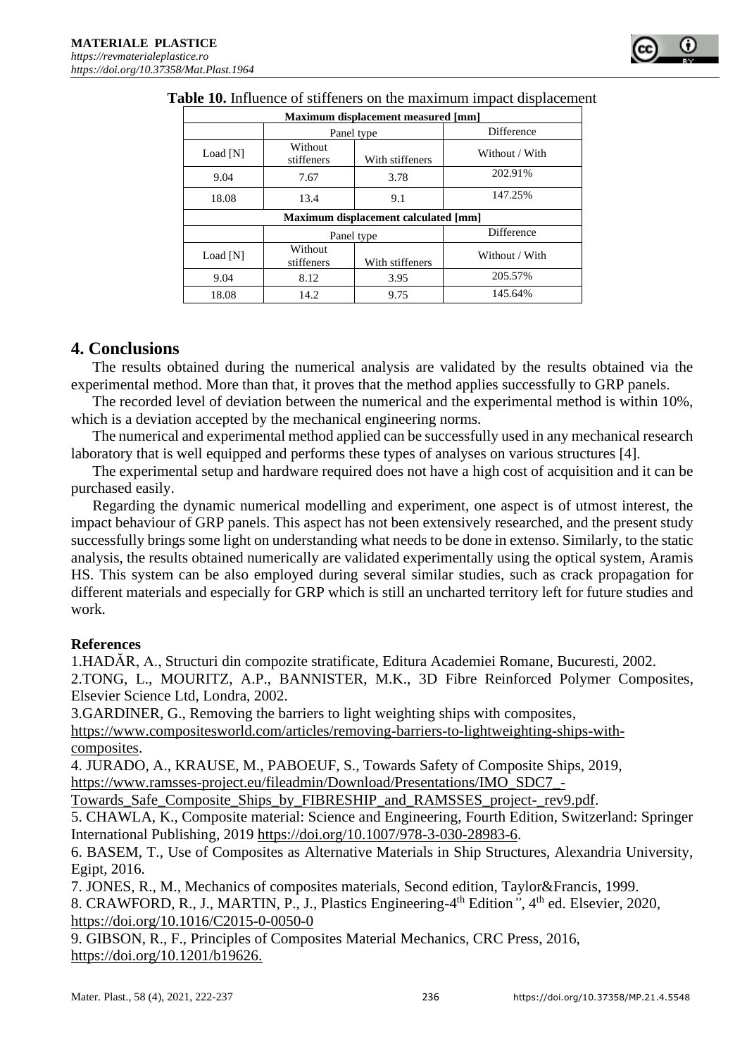**Table 10.** Influence of stiffeners on the maximum impact displacement

| Maximum displacement measured [mm] | | | |
|---|---|---|---|
| | Panel type | | Difference |
| Load [N] | Without stiffeners | With stiffeners | Without / With |
| 9.04 | 7.67 | 3.78 | 202.91% |
| 18.08 | 13.4 | 9.1 | 147.25% |
| **Maximum displacement calculated [mm]** | | | |
| | Panel type | | Difference |
| Load [N] | Without stiffeners | With stiffeners | Without / With |
| 9.04 | 8.12 | 3.95 | 205.57% |
| 18.08 | 14.2 | 9.75 | 145.64% |

## 4. Conclusions

The results obtained during the numerical analysis are validated by the results obtained via the experimental method. More than that, it proves that the method applies successfully to GRP panels.

The recorded level of deviation between the numerical and the experimental method is within 10%, which is a deviation accepted by the mechanical engineering norms.

The numerical and experimental method applied can be successfully used in any mechanical research laboratory that is well equipped and performs these types of analyses on various structures [4].

The experimental setup and hardware required does not have a high cost of acquisition and it can be purchased easily.

Regarding the dynamic numerical modelling and experiment, one aspect is of utmost interest, the impact behaviour of GRP panels. This aspect has not been extensively researched, and the present study successfully brings some light on understanding what needs to be done in extenso. Similarly, to the static analysis, the results obtained numerically are validated experimentally using the optical system, Aramis HS. This system can be also employed during several similar studies, such as crack propagation for different materials and especially for GRP which is still an uncharted territory left for future studies and work.

**References**

1.HADĂR, A., Structuri din compozite stratificate, Editura Academiei Romane, Bucuresti, 2002.

2.TONG, L., MOURITZ, A.P., BANNISTER, M.K., 3D Fibre Reinforced Polymer Composites, Elsevier Science Ltd, Londra, 2002.

3.GARDINER, G., Removing the barriers to light weighting ships with composites, https://www.compositesworld.com/articles/removing-barriers-to-lightweighting-ships-with-composites.

4. JURADO, A., KRAUSE, M., PABOEUF, S., Towards Safety of Composite Ships, 2019, https://www.ramsses-project.eu/fileadmin/Download/Presentations/IMO_SDC7_-Towards_Safe_Composite_Ships_by_FIBRESHIP_and_RAMSSES_project-_rev9.pdf.

5. CHAWLA, K., Composite material: Science and Engineering, Fourth Edition, Switzerland: Springer International Publishing, 2019 https://doi.org/10.1007/978-3-030-28983-6.

6. BASEM, T., Use of Composites as Alternative Materials in Ship Structures, Alexandria University, Egipt, 2016.

7. JONES, R., M., Mechanics of composites materials, Second edition, Taylor&Francis, 1999.

8. CRAWFORD, R., J., MARTIN, P., J., Plastics Engineering-4th Edition", 4th ed. Elsevier, 2020, https://doi.org/10.1016/C2015-0-0050-0

9. GIBSON, R., F., Principles of Composites Material Mechanics, CRC Press, 2016, https://doi.org/10.1201/b19626.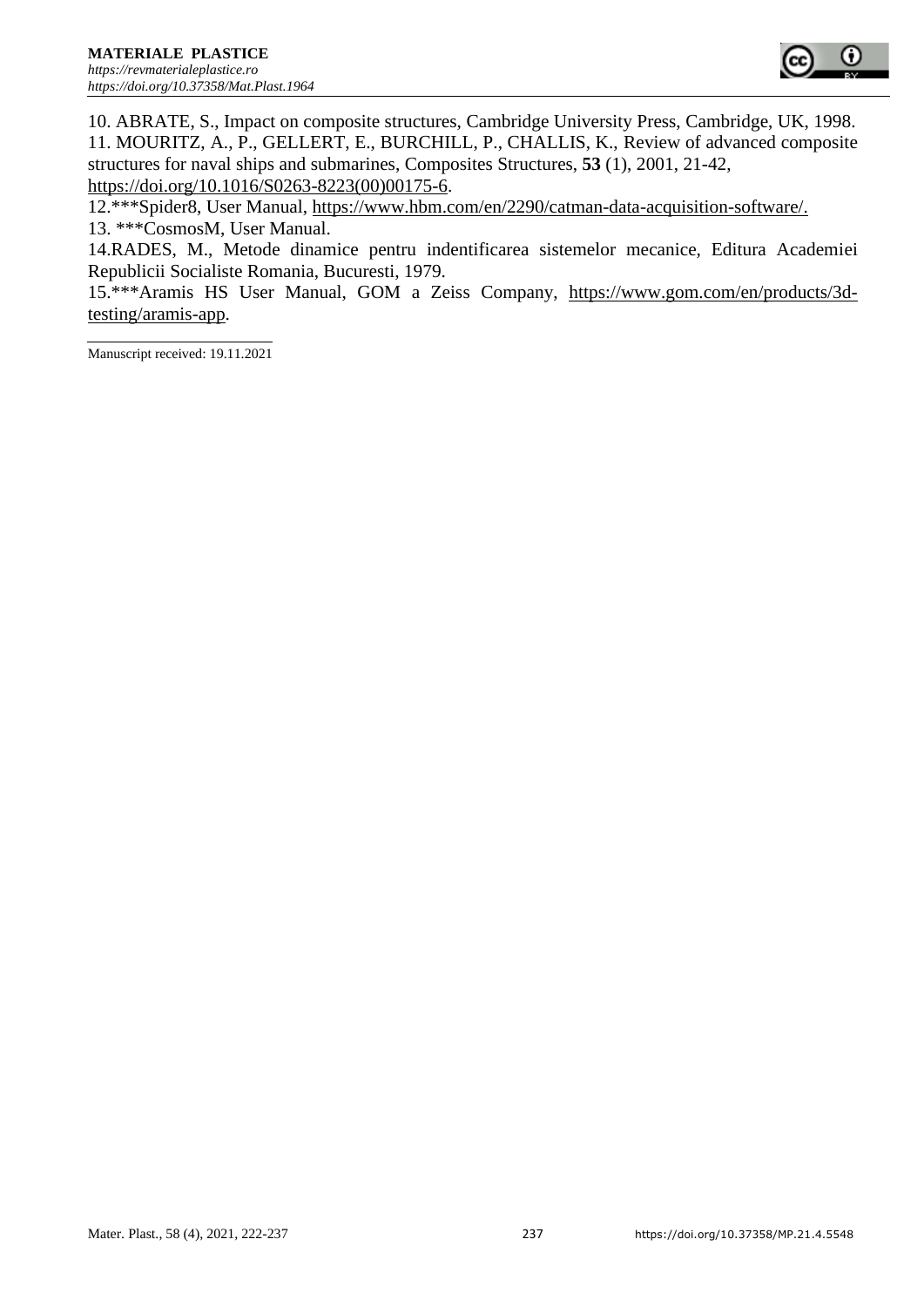10. ABRATE, S., Impact on composite structures, Cambridge University Press, Cambridge, UK, 1998.
11. MOURITZ, A., P., GELLERT, E., BURCHILL, P., CHALLIS, K., Review of advanced composite structures for naval ships and submarines, Composites Structures, **53** (1), 2001, 21-42, https://doi.org/10.1016/S0263-8223(00)00175-6.
12.***Spider8, User Manual, https://www.hbm.com/en/2290/catman-data-acquisition-software/.
13. ***CosmosM, User Manual.
14.RADES, M., Metode dinamice pentru indentificarea sistemelor mecanice, Editura Academiei Republicii Socialiste Romania, Bucuresti, 1979.
15.***Aramis HS User Manual, GOM a Zeiss Company, https://www.gom.com/en/products/3d-testing/aramis-app.

Manuscript received: 19.11.2021